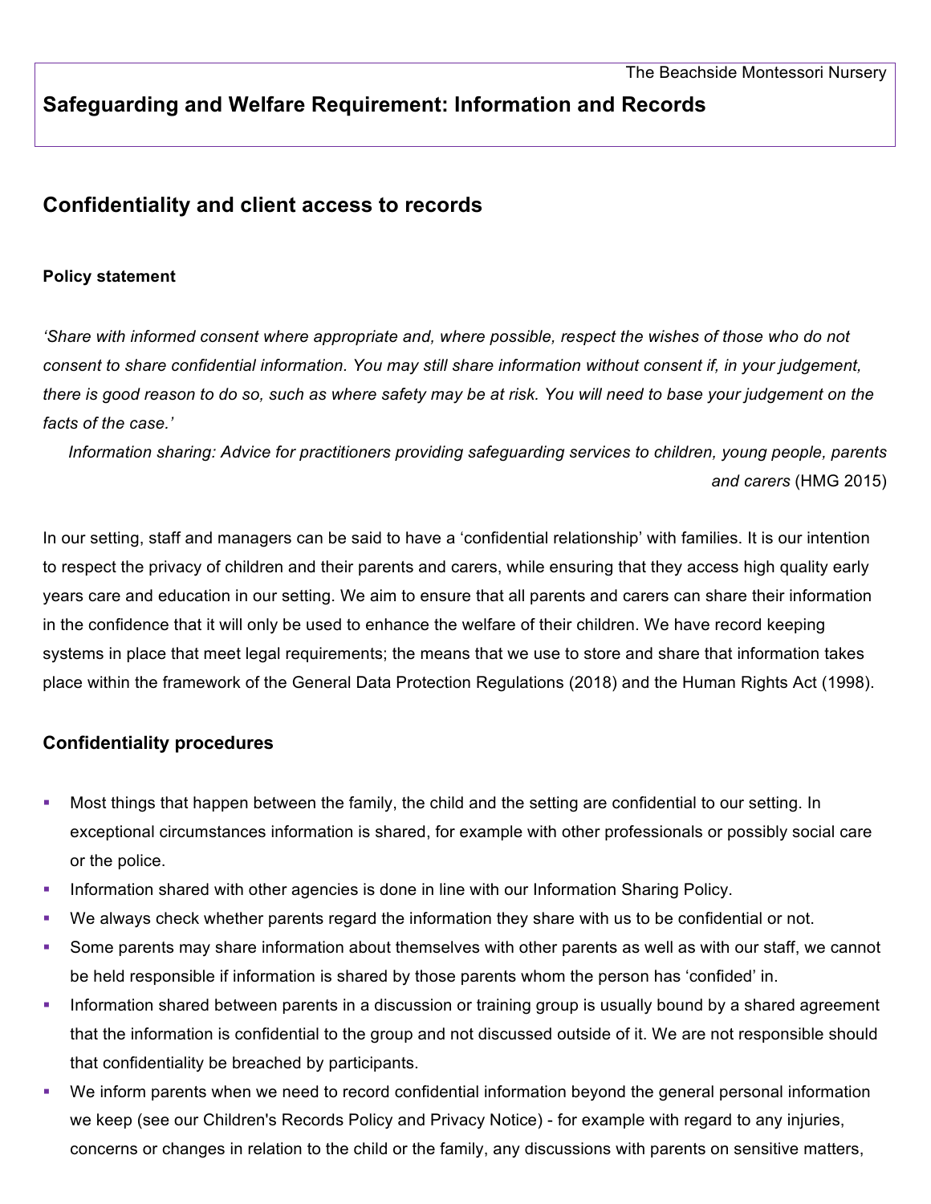The Beachside Montessori Nursery

# Safeguarding and Welfare Requirement: Information and Records

## Confidentiality and client access to records

### Policy statement

*'Share with informed consent where appropriate and, where possible, respect the wishes of those who do not consent to share confidential information. You may still share information without consent if, in your judgement, there is good reason to do so, such as where safety may be at risk. You will need to base your judgement on the facts of the case.'*

*Information sharing: Advice for practitioners providing safeguarding services to children, young people, parents and carers* (HMG 2015)

In our setting, staff and managers can be said to have a 'confidential relationship' with families. It is our intention to respect the privacy of children and their parents and carers, while ensuring that they access high quality early years care and education in our setting. We aim to ensure that all parents and carers can share their information in the confidence that it will only be used to enhance the welfare of their children. We have record keeping systems in place that meet legal requirements; the means that we use to store and share that information takes place within the framework of the General Data Protection Regulations (2018) and the Human Rights Act (1998).

### Confidentiality procedures

- Most things that happen between the family, the child and the setting are confidential to our setting. In exceptional circumstances information is shared, for example with other professionals or possibly social care or the police.
- Information shared with other agencies is done in line with our Information Sharing Policy.
- We always check whether parents regard the information they share with us to be confidential or not.
- Some parents may share information about themselves with other parents as well as with our staff, we cannot be held responsible if information is shared by those parents whom the person has 'confided' in.
- Information shared between parents in a discussion or training group is usually bound by a shared agreement that the information is confidential to the group and not discussed outside of it. We are not responsible should that confidentiality be breached by participants.
- We inform parents when we need to record confidential information beyond the general personal information we keep (see our Children's Records Policy and Privacy Notice) - for example with regard to any injuries, concerns or changes in relation to the child or the family, any discussions with parents on sensitive matters,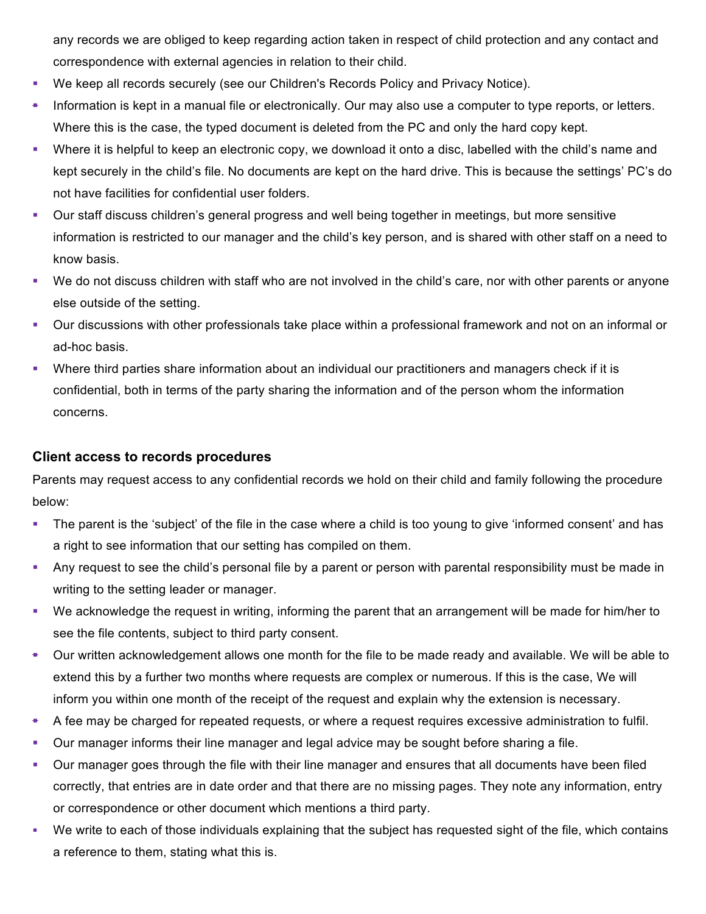any records we are obliged to keep regarding action taken in respect of child protection and any contact and correspondence with external agencies in relation to their child.

- We keep all records securely (see our Children's Records Policy and Privacy Notice).
- Information is kept in a manual file or electronically. Our may also use a computer to type reports, or letters. Where this is the case, the typed document is deleted from the PC and only the hard copy kept.
- Where it is helpful to keep an electronic copy, we download it onto a disc, labelled with the child's name and kept securely in the child's file. No documents are kept on the hard drive. This is because the settings' PC's do not have facilities for confidential user folders.
- Our staff discuss children's general progress and well being together in meetings, but more sensitive information is restricted to our manager and the child's key person, and is shared with other staff on a need to know basis.
- We do not discuss children with staff who are not involved in the child's care, nor with other parents or anyone else outside of the setting.
- Our discussions with other professionals take place within a professional framework and not on an informal or ad-hoc basis.
- Where third parties share information about an individual our practitioners and managers check if it is confidential, both in terms of the party sharing the information and of the person whom the information concerns.

### Client access to records procedures

Parents may request access to any confidential records we hold on their child and family following the procedure below:

- The parent is the 'subject' of the file in the case where a child is too young to give 'informed consent' and has a right to see information that our setting has compiled on them.
- Any request to see the child's personal file by a parent or person with parental responsibility must be made in writing to the setting leader or manager.
- We acknowledge the request in writing, informing the parent that an arrangement will be made for him/her to see the file contents, subject to third party consent.
- Our written acknowledgement allows one month for the file to be made ready and available. We will be able to extend this by a further two months where requests are complex or numerous. If this is the case, We will inform you within one month of the receipt of the request and explain why the extension is necessary.
- A fee may be charged for repeated requests, or where a request requires excessive administration to fulfil.
- Our manager informs their line manager and legal advice may be sought before sharing a file.
- Our manager goes through the file with their line manager and ensures that all documents have been filed correctly, that entries are in date order and that there are no missing pages. They note any information, entry or correspondence or other document which mentions a third party.
- We write to each of those individuals explaining that the subject has requested sight of the file, which contains a reference to them, stating what this is.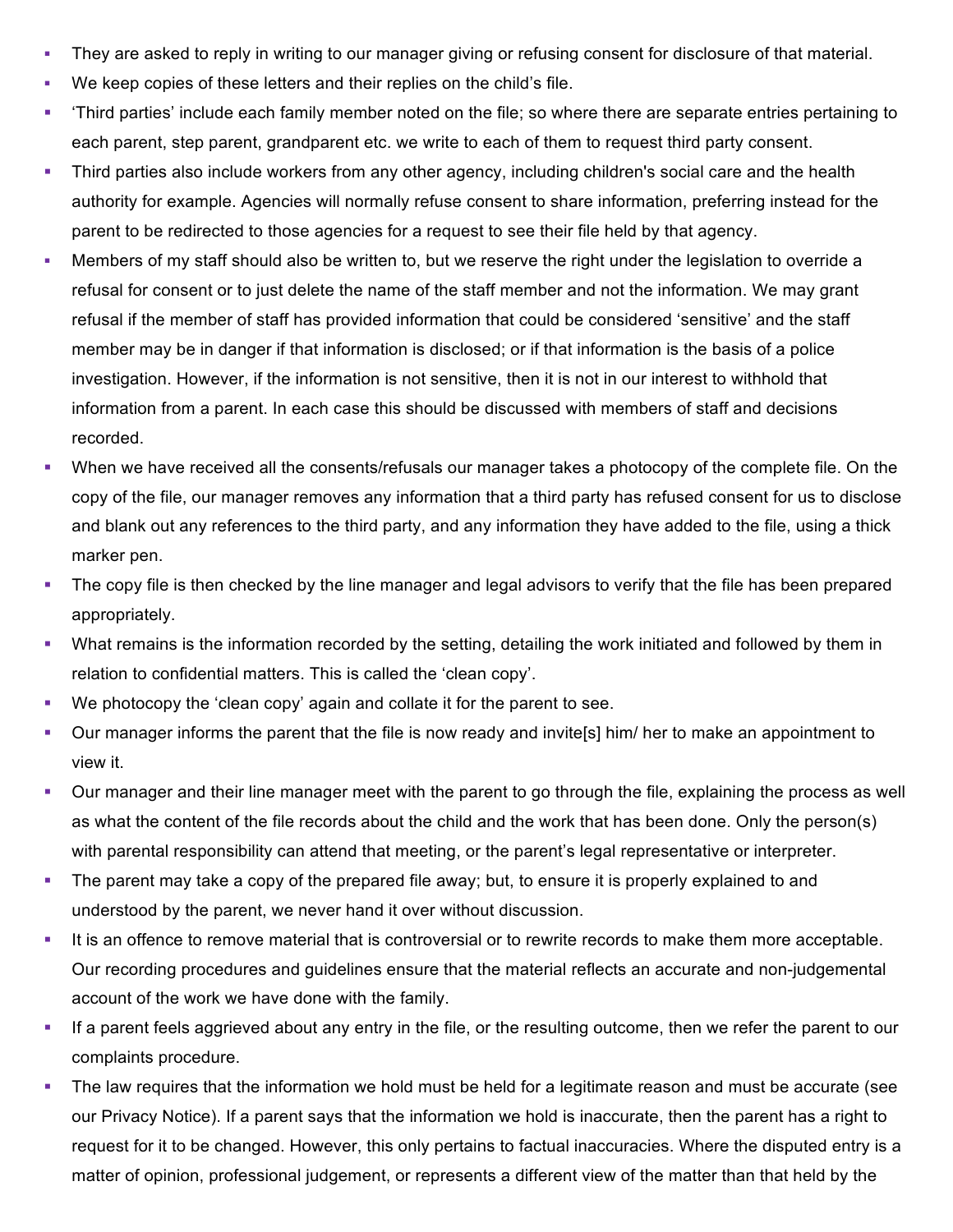- They are asked to reply in writing to our manager giving or refusing consent for disclosure of that material.
- We keep copies of these letters and their replies on the child's file.
- 'Third parties' include each family member noted on the file; so where there are separate entries pertaining to each parent, step parent, grandparent etc. we write to each of them to request third party consent.
- Third parties also include workers from any other agency, including children's social care and the health authority for example. Agencies will normally refuse consent to share information, preferring instead for the parent to be redirected to those agencies for a request to see their file held by that agency.
- Members of my staff should also be written to, but we reserve the right under the legislation to override a refusal for consent or to just delete the name of the staff member and not the information. We may grant refusal if the member of staff has provided information that could be considered 'sensitive' and the staff member may be in danger if that information is disclosed; or if that information is the basis of a police investigation. However, if the information is not sensitive, then it is not in our interest to withhold that information from a parent. In each case this should be discussed with members of staff and decisions recorded.
- When we have received all the consents/refusals our manager takes a photocopy of the complete file. On the copy of the file, our manager removes any information that a third party has refused consent for us to disclose and blank out any references to the third party, and any information they have added to the file, using a thick marker pen.
- The copy file is then checked by the line manager and legal advisors to verify that the file has been prepared appropriately.
- What remains is the information recorded by the setting, detailing the work initiated and followed by them in relation to confidential matters. This is called the 'clean copy'.
- We photocopy the 'clean copy' again and collate it for the parent to see.
- Our manager informs the parent that the file is now ready and invite[s] him/ her to make an appointment to view it.
- Our manager and their line manager meet with the parent to go through the file, explaining the process as well as what the content of the file records about the child and the work that has been done. Only the person(s) with parental responsibility can attend that meeting, or the parent's legal representative or interpreter.
- The parent may take a copy of the prepared file away; but, to ensure it is properly explained to and understood by the parent, we never hand it over without discussion.
- It is an offence to remove material that is controversial or to rewrite records to make them more acceptable. Our recording procedures and guidelines ensure that the material reflects an accurate and non-judgemental account of the work we have done with the family.
- If a parent feels aggrieved about any entry in the file, or the resulting outcome, then we refer the parent to our complaints procedure.
- The law requires that the information we hold must be held for a legitimate reason and must be accurate (see our Privacy Notice). If a parent says that the information we hold is inaccurate, then the parent has a right to request for it to be changed. However, this only pertains to factual inaccuracies. Where the disputed entry is a matter of opinion, professional judgement, or represents a different view of the matter than that held by the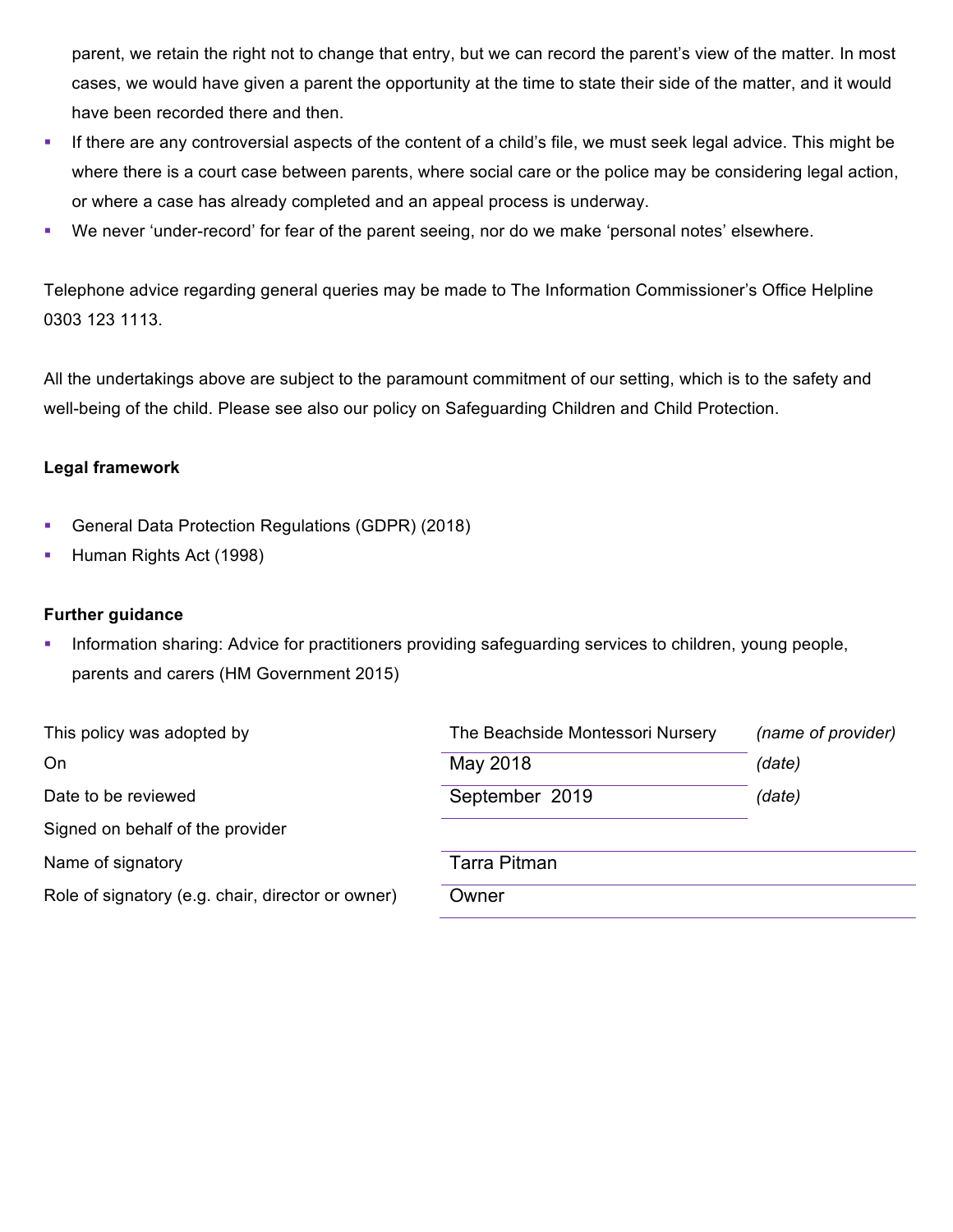parent, we retain the right not to change that entry, but we can record the parent's view of the matter. In most cases, we would have given a parent the opportunity at the time to state their side of the matter, and it would have been recorded there and then.

- If there are any controversial aspects of the content of a child's file, we must seek legal advice. This might be where there is a court case between parents, where social care or the police may be considering legal action, or where a case has already completed and an appeal process is underway.
- We never 'under-record' for fear of the parent seeing, nor do we make 'personal notes' elsewhere.

Telephone advice regarding general queries may be made to The Information Commissioner's Office Helpline 0303 123 1113.

All the undertakings above are subject to the paramount commitment of our setting, which is to the safety and well-being of the child. Please see also our policy on Safeguarding Children and Child Protection.

**Legal framework**

- General Data Protection Regulations (GDPR) (2018)
- Human Rights Act (1998)

**Further guidance**

- Information sharing: Advice for practitioners providing safeguarding services to children, young people, parents and carers (HM Government 2015)

| | | |
|---|---|---|
| This policy was adopted by | The Beachside Montessori Nursery | *(name of provider)* |
| On | May 2018 | *(date)* |
| Date to be reviewed | September 2019 | *(date)* |
| Signed on behalf of the provider | | |
| Name of signatory | Tarra Pitman | |
| Role of signatory (e.g. chair, director or owner) | Owner | |